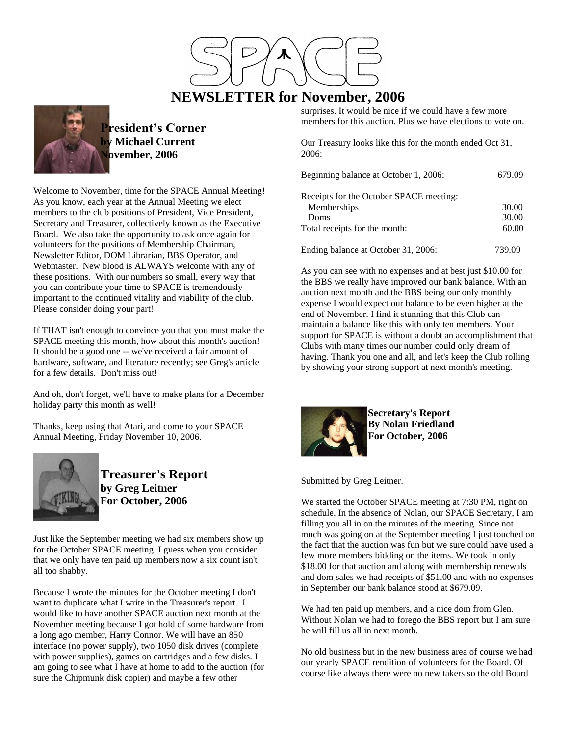# SPACE

# NEWSLETTER for November, 2006

## President's Corner
**by Michael Current**
**November, 2006**

Welcome to November, time for the SPACE Annual Meeting! As you know, each year at the Annual Meeting we elect members to the club positions of President, Vice President, Secretary and Treasurer, collectively known as the Executive Board. We also take the opportunity to ask once again for volunteers for the positions of Membership Chairman, Newsletter Editor, DOM Librarian, BBS Operator, and Webmaster. New blood is ALWAYS welcome with any of these positions. With our numbers so small, every way that you can contribute your time to SPACE is tremendously important to the continued vitality and viability of the club. Please consider doing your part!

If THAT isn't enough to convince you that you must make the SPACE meeting this month, how about this month's auction! It should be a good one -- we've received a fair amount of hardware, software, and literature recently; see Greg's article for a few details. Don't miss out!

And oh, don't forget, we'll have to make plans for a December holiday party this month as well!

Thanks, keep using that Atari, and come to your SPACE Annual Meeting, Friday November 10, 2006.

## Treasurer's Report
**by Greg Leitner**
**For October, 2006**

Just like the September meeting we had six members show up for the October SPACE meeting. I guess when you consider that we only have ten paid up members now a six count isn't all too shabby.

Because I wrote the minutes for the October meeting I don't want to duplicate what I write in the Treasurer's report. I would like to have another SPACE auction next month at the November meeting because I got hold of some hardware from a long ago member, Harry Connor. We will have an 850 interface (no power supply), two 1050 disk drives (complete with power supplies), games on cartridges and a few disks. I am going to see what I have at home to add to the auction (for sure the Chipmunk disk copier) and maybe a few other surprises. It would be nice if we could have a few more members for this auction. Plus we have elections to vote on.

Our Treasury looks like this for the month ended Oct 31, 2006:

| | |
|---|---|
| Beginning balance at October 1, 2006: | 679.09 |
| Receipts for the October SPACE meeting: | |
| Memberships | 30.00 |
| Doms | 30.00 |
| Total receipts for the month: | 60.00 |
| Ending balance at October 31, 2006: | 739.09 |

As you can see with no expenses and at best just $10.00 for the BBS we really have improved our bank balance. With an auction next month and the BBS being our only monthly expense I would expect our balance to be even higher at the end of November. I find it stunning that this Club can maintain a balance like this with only ten members. Your support for SPACE is without a doubt an accomplishment that Clubs with many times our number could only dream of having. Thank you one and all, and let's keep the Club rolling by showing your strong support at next month's meeting.

## Secretary's Report
**By Nolan Friedland**
**For October, 2006**

Submitted by Greg Leitner.

We started the October SPACE meeting at 7:30 PM, right on schedule. In the absence of Nolan, our SPACE Secretary, I am filling you all in on the minutes of the meeting. Since not much was going on at the September meeting I just touched on the fact that the auction was fun but we sure could have used a few more members bidding on the items. We took in only $18.00 for that auction and along with membership renewals and dom sales we had receipts of $51.00 and with no expenses in September our bank balance stood at $679.09.

We had ten paid up members, and a nice dom from Glen. Without Nolan we had to forego the BBS report but I am sure he will fill us all in next month.

No old business but in the new business area of course we had our yearly SPACE rendition of volunteers for the Board. Of course like always there were no new takers so the old Board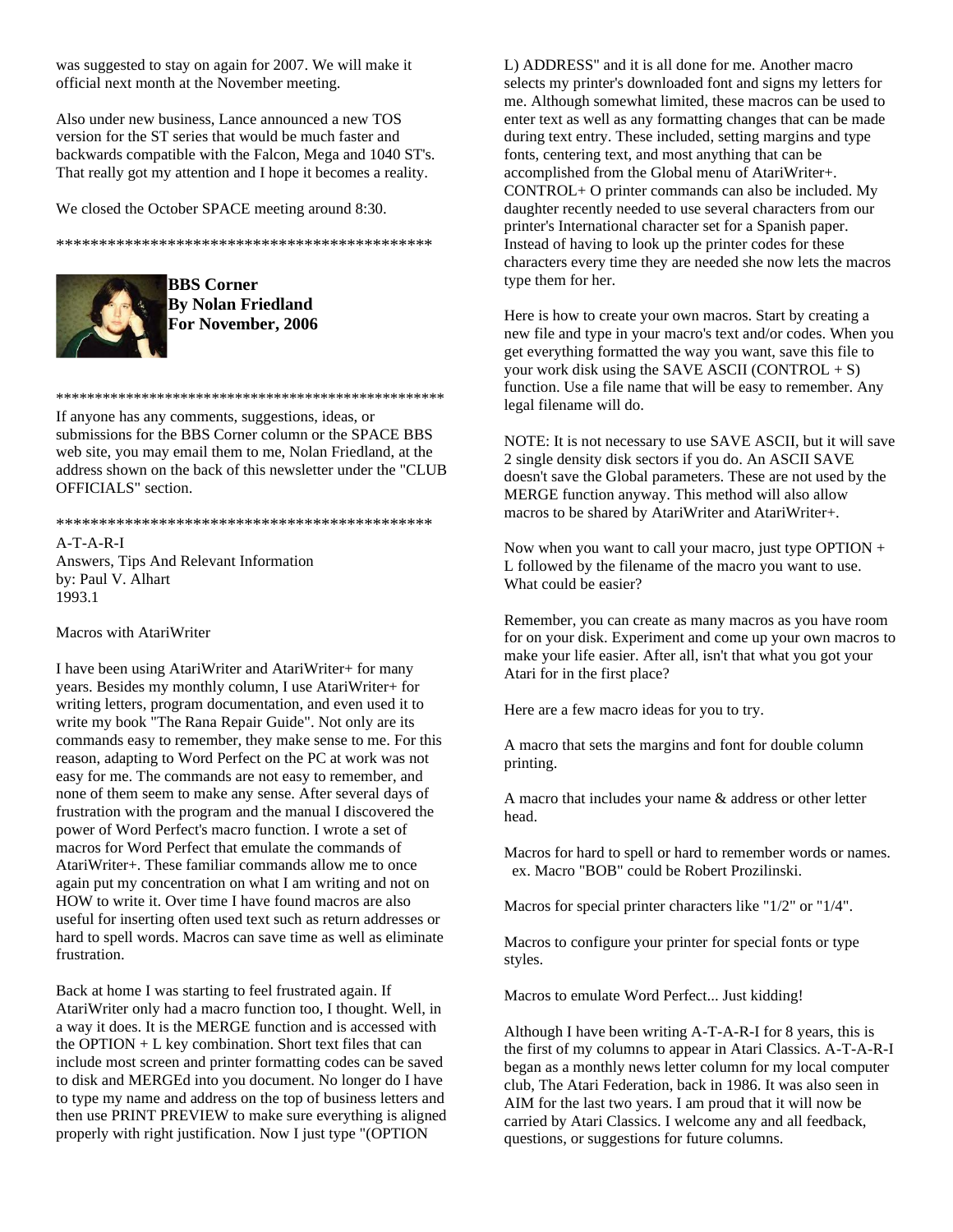was suggested to stay on again for 2007. We will make it official next month at the November meeting.

Also under new business, Lance announced a new TOS version for the ST series that would be much faster and backwards compatible with the Falcon, Mega and 1040 ST's. That really got my attention and I hope it becomes a reality.

We closed the October SPACE meeting around 8:30.

********************************************

**BBS Corner**
**By Nolan Friedland**
**For November, 2006**

**************************************************

If anyone has any comments, suggestions, ideas, or submissions for the BBS Corner column or the SPACE BBS web site, you may email them to me, Nolan Friedland, at the address shown on the back of this newsletter under the "CLUB OFFICIALS" section.

********************************************

A-T-A-R-I
Answers, Tips And Relevant Information
by: Paul V. Alhart
1993.1

Macros with AtariWriter

I have been using AtariWriter and AtariWriter+ for many years. Besides my monthly column, I use AtariWriter+ for writing letters, program documentation, and even used it to write my book "The Rana Repair Guide". Not only are its commands easy to remember, they make sense to me. For this reason, adapting to Word Perfect on the PC at work was not easy for me. The commands are not easy to remember, and none of them seem to make any sense. After several days of frustration with the program and the manual I discovered the power of Word Perfect's macro function. I wrote a set of macros for Word Perfect that emulate the commands of AtariWriter+. These familiar commands allow me to once again put my concentration on what I am writing and not on HOW to write it. Over time I have found macros are also useful for inserting often used text such as return addresses or hard to spell words. Macros can save time as well as eliminate frustration.

Back at home I was starting to feel frustrated again. If AtariWriter only had a macro function too, I thought. Well, in a way it does. It is the MERGE function and is accessed with the OPTION + L key combination. Short text files that can include most screen and printer formatting codes can be saved to disk and MERGEd into you document. No longer do I have to type my name and address on the top of business letters and then use PRINT PREVIEW to make sure everything is aligned properly with right justification. Now I just type "(OPTION L) ADDRESS" and it is all done for me. Another macro selects my printer's downloaded font and signs my letters for me. Although somewhat limited, these macros can be used to enter text as well as any formatting changes that can be made during text entry. These included, setting margins and type fonts, centering text, and most anything that can be accomplished from the Global menu of AtariWriter+. CONTROL+ O printer commands can also be included. My daughter recently needed to use several characters from our printer's International character set for a Spanish paper. Instead of having to look up the printer codes for these characters every time they are needed she now lets the macros type them for her.

Here is how to create your own macros. Start by creating a new file and type in your macro's text and/or codes. When you get everything formatted the way you want, save this file to your work disk using the SAVE ASCII (CONTROL + S) function. Use a file name that will be easy to remember. Any legal filename will do.

NOTE: It is not necessary to use SAVE ASCII, but it will save 2 single density disk sectors if you do. An ASCII SAVE doesn't save the Global parameters. These are not used by the MERGE function anyway. This method will also allow macros to be shared by AtariWriter and AtariWriter+.

Now when you want to call your macro, just type OPTION + L followed by the filename of the macro you want to use. What could be easier?

Remember, you can create as many macros as you have room for on your disk. Experiment and come up your own macros to make your life easier. After all, isn't that what you got your Atari for in the first place?

Here are a few macro ideas for you to try.

A macro that sets the margins and font for double column printing.

A macro that includes your name & address or other letter head.

Macros for hard to spell or hard to remember words or names.
ex. Macro "BOB" could be Robert Prozilinski.

Macros for special printer characters like "1/2" or "1/4".

Macros to configure your printer for special fonts or type styles.

Macros to emulate Word Perfect... Just kidding!

Although I have been writing A-T-A-R-I for 8 years, this is the first of my columns to appear in Atari Classics. A-T-A-R-I began as a monthly news letter column for my local computer club, The Atari Federation, back in 1986. It was also seen in AIM for the last two years. I am proud that it will now be carried by Atari Classics. I welcome any and all feedback, questions, or suggestions for future columns.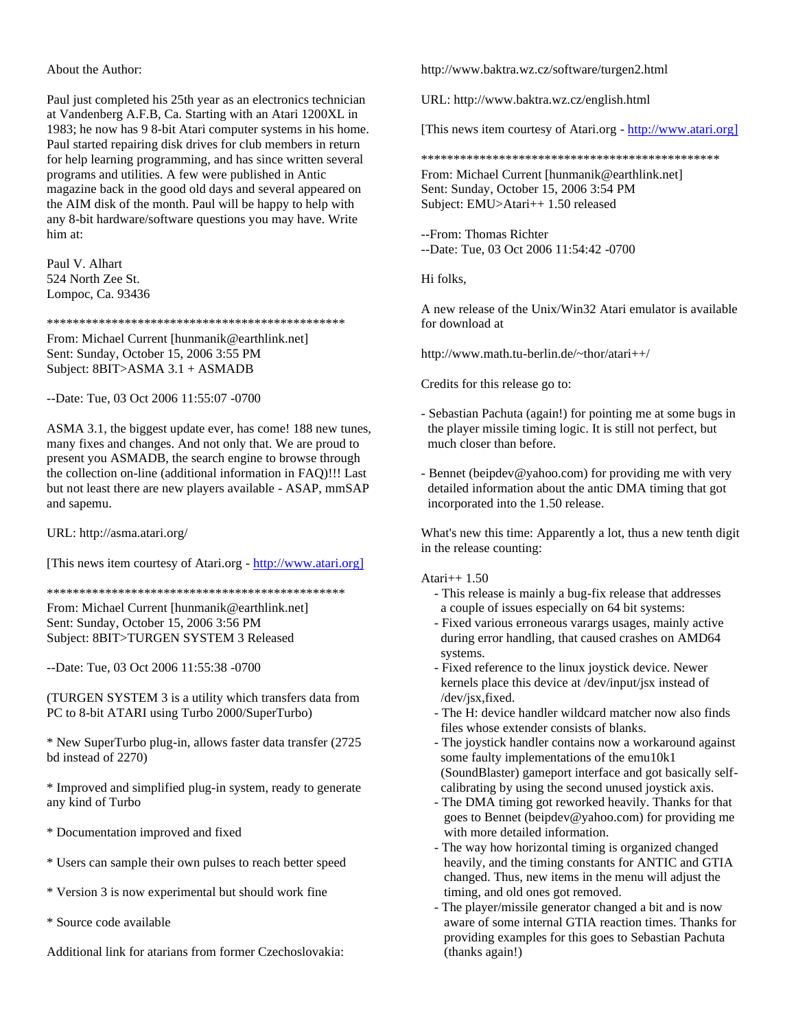About the Author:

Paul just completed his 25th year as an electronics technician at Vandenberg A.F.B, Ca. Starting with an Atari 1200XL in 1983; he now has 9 8-bit Atari computer systems in his home. Paul started repairing disk drives for club members in return for help learning programming, and has since written several programs and utilities. A few were published in Antic magazine back in the good old days and several appeared on the AIM disk of the month. Paul will be happy to help with any 8-bit hardware/software questions you may have. Write him at:

Paul V. Alhart
524 North Zee St.
Lompoc, Ca. 93436

**********************************************
From: Michael Current [hunmanik@earthlink.net]
Sent: Sunday, October 15, 2006 3:55 PM
Subject: 8BIT>ASMA 3.1 + ASMADB

--Date: Tue, 03 Oct 2006 11:55:07 -0700

ASMA 3.1, the biggest update ever, has come! 188 new tunes, many fixes and changes. And not only that. We are proud to present you ASMADB, the search engine to browse through the collection on-line (additional information in FAQ)!!! Last but not least there are new players available - ASAP, mmSAP and sapemu.

URL: http://asma.atari.org/

[This news item courtesy of Atari.org - http://www.atari.org]

**********************************************
From: Michael Current [hunmanik@earthlink.net]
Sent: Sunday, October 15, 2006 3:56 PM
Subject: 8BIT>TURGEN SYSTEM 3 Released

--Date: Tue, 03 Oct 2006 11:55:38 -0700

(TURGEN SYSTEM 3 is a utility which transfers data from PC to 8-bit ATARI using Turbo 2000/SuperTurbo)

* New SuperTurbo plug-in, allows faster data transfer (2725 bd instead of 2270)

* Improved and simplified plug-in system, ready to generate any kind of Turbo

* Documentation improved and fixed

* Users can sample their own pulses to reach better speed

* Version 3 is now experimental but should work fine

* Source code available

Additional link for atarians from former Czechoslovakia:

http://www.baktra.wz.cz/software/turgen2.html

URL: http://www.baktra.wz.cz/english.html

[This news item courtesy of Atari.org - http://www.atari.org]

**********************************************
From: Michael Current [hunmanik@earthlink.net]
Sent: Sunday, October 15, 2006 3:54 PM
Subject: EMU>Atari++ 1.50 released

--From: Thomas Richter
--Date: Tue, 03 Oct 2006 11:54:42 -0700

Hi folks,

A new release of the Unix/Win32 Atari emulator is available for download at

http://www.math.tu-berlin.de/~thor/atari++/

Credits for this release go to:

- Sebastian Pachuta (again!) for pointing me at some bugs in the player missile timing logic. It is still not perfect, but much closer than before.

- Bennet (beipdev@yahoo.com) for providing me with very detailed information about the antic DMA timing that got incorporated into the 1.50 release.

What's new this time: Apparently a lot, thus a new tenth digit in the release counting:

Atari++ 1.50
- This release is mainly a bug-fix release that addresses a couple of issues especially on 64 bit systems:
- Fixed various erroneous varargs usages, mainly active during error handling, that caused crashes on AMD64 systems.
- Fixed reference to the linux joystick device. Newer kernels place this device at /dev/input/jsx instead of /dev/jsx,fixed.
- The H: device handler wildcard matcher now also finds files whose extender consists of blanks.
- The joystick handler contains now a workaround against some faulty implementations of the emu10k1 (SoundBlaster) gameport interface and got basically self-calibrating by using the second unused joystick axis.
- The DMA timing got reworked heavily. Thanks for that goes to Bennet (beipdev@yahoo.com) for providing me with more detailed information.
- The way how horizontal timing is organized changed heavily, and the timing constants for ANTIC and GTIA changed. Thus, new items in the menu will adjust the timing, and old ones got removed.
- The player/missile generator changed a bit and is now aware of some internal GTIA reaction times. Thanks for providing examples for this goes to Sebastian Pachuta (thanks again!)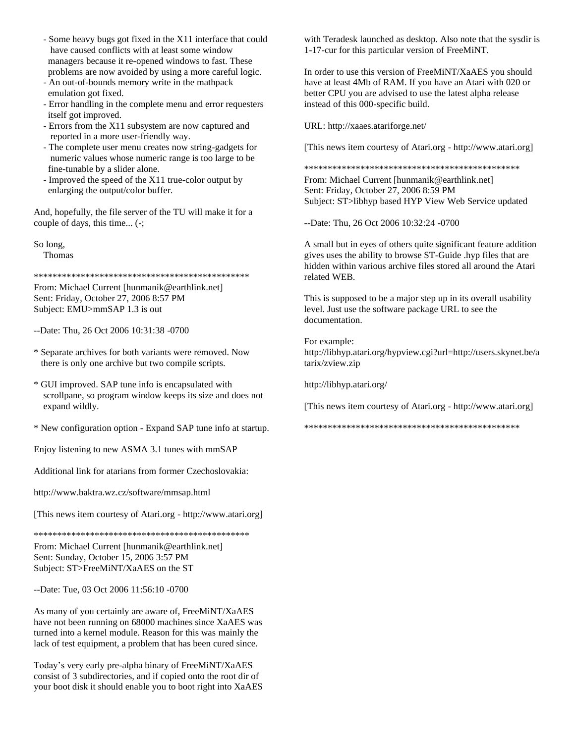- Some heavy bugs got fixed in the X11 interface that could have caused conflicts with at least some window managers because it re-opened windows to fast. These problems are now avoided by using a more careful logic.
- An out-of-bounds memory write in the mathpack emulation got fixed.
- Error handling in the complete menu and error requesters itself got improved.
- Errors from the X11 subsystem are now captured and reported in a more user-friendly way.
- The complete user menu creates now string-gadgets for numeric values whose numeric range is too large to be fine-tunable by a slider alone.
- Improved the speed of the X11 true-color output by enlarging the output/color buffer.

And, hopefully, the file server of the TU will make it for a couple of days, this time... (-;

So long,
Thomas

**********************************************

From: Michael Current [hunmanik@earthlink.net]
Sent: Friday, October 27, 2006 8:57 PM
Subject: EMU>mmSAP 1.3 is out

--Date: Thu, 26 Oct 2006 10:31:38 -0700

* Separate archives for both variants were removed. Now there is only one archive but two compile scripts.

* GUI improved. SAP tune info is encapsulated with scrollpane, so program window keeps its size and does not expand wildly.

* New configuration option - Expand SAP tune info at startup.

Enjoy listening to new ASMA 3.1 tunes with mmSAP

Additional link for atarians from former Czechoslovakia:

http://www.baktra.wz.cz/software/mmsap.html

[This news item courtesy of Atari.org - http://www.atari.org]

**********************************************

From: Michael Current [hunmanik@earthlink.net]
Sent: Sunday, October 15, 2006 3:57 PM
Subject: ST>FreeMiNT/XaAES on the ST

--Date: Tue, 03 Oct 2006 11:56:10 -0700

As many of you certainly are aware of, FreeMiNT/XaAES have not been running on 68000 machines since XaAES was turned into a kernel module. Reason for this was mainly the lack of test equipment, a problem that has been cured since.

Today's very early pre-alpha binary of FreeMiNT/XaAES consist of 3 subdirectories, and if copied onto the root dir of your boot disk it should enable you to boot right into XaAES with Teradesk launched as desktop. Also note that the sysdir is 1-17-cur for this particular version of FreeMiNT.

In order to use this version of FreeMiNT/XaAES you should have at least 4Mb of RAM. If you have an Atari with 020 or better CPU you are advised to use the latest alpha release instead of this 000-specific build.

URL: http://xaaes.atariforge.net/

[This news item courtesy of Atari.org - http://www.atari.org]

**********************************************

From: Michael Current [hunmanik@earthlink.net]
Sent: Friday, October 27, 2006 8:59 PM
Subject: ST>libhyp based HYP View Web Service updated

--Date: Thu, 26 Oct 2006 10:32:24 -0700

A small but in eyes of others quite significant feature addition gives uses the ability to browse ST-Guide .hyp files that are hidden within various archive files stored all around the Atari related WEB.

This is supposed to be a major step up in its overall usability level. Just use the software package URL to see the documentation.

For example:
http://libhyp.atari.org/hypview.cgi?url=http://users.skynet.be/atarix/zview.zip

http://libhyp.atari.org/

[This news item courtesy of Atari.org - http://www.atari.org]

**********************************************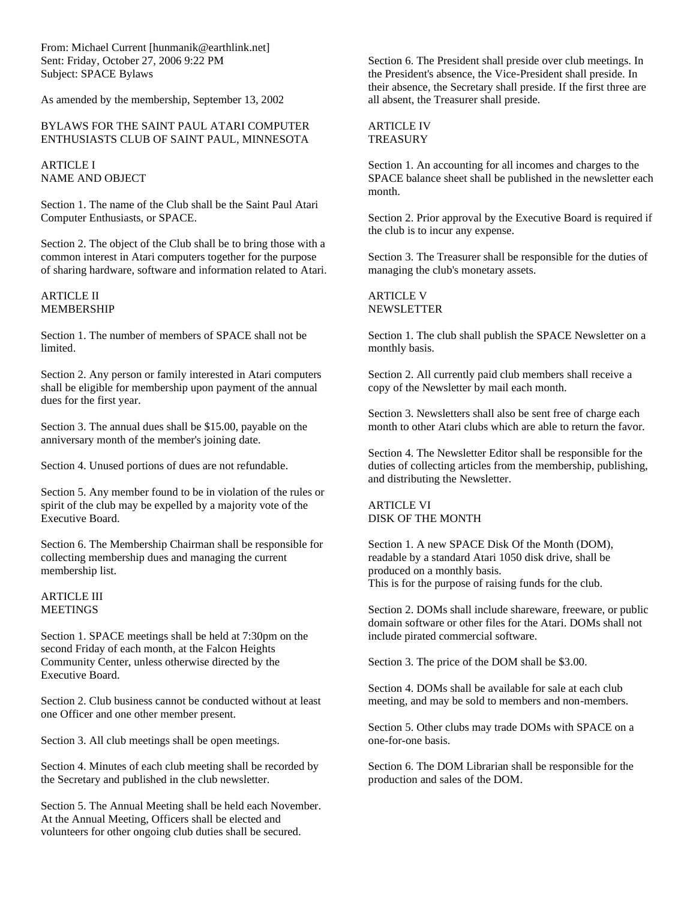From: Michael Current [hunmanik@earthlink.net]
Sent: Friday, October 27, 2006 9:22 PM
Subject: SPACE Bylaws

As amended by the membership, September 13, 2002

BYLAWS FOR THE SAINT PAUL ATARI COMPUTER ENTHUSIASTS CLUB OF SAINT PAUL, MINNESOTA

ARTICLE I
NAME AND OBJECT

Section 1. The name of the Club shall be the Saint Paul Atari Computer Enthusiasts, or SPACE.

Section 2. The object of the Club shall be to bring those with a common interest in Atari computers together for the purpose of sharing hardware, software and information related to Atari.

ARTICLE II
MEMBERSHIP

Section 1. The number of members of SPACE shall not be limited.

Section 2. Any person or family interested in Atari computers shall be eligible for membership upon payment of the annual dues for the first year.

Section 3. The annual dues shall be $15.00, payable on the anniversary month of the member's joining date.

Section 4. Unused portions of dues are not refundable.

Section 5. Any member found to be in violation of the rules or spirit of the club may be expelled by a majority vote of the Executive Board.

Section 6. The Membership Chairman shall be responsible for collecting membership dues and managing the current membership list.

ARTICLE III
MEETINGS

Section 1. SPACE meetings shall be held at 7:30pm on the second Friday of each month, at the Falcon Heights Community Center, unless otherwise directed by the Executive Board.

Section 2. Club business cannot be conducted without at least one Officer and one other member present.

Section 3. All club meetings shall be open meetings.

Section 4. Minutes of each club meeting shall be recorded by the Secretary and published in the club newsletter.

Section 5. The Annual Meeting shall be held each November. At the Annual Meeting, Officers shall be elected and volunteers for other ongoing club duties shall be secured.

Section 6. The President shall preside over club meetings. In the President's absence, the Vice-President shall preside. In their absence, the Secretary shall preside. If the first three are all absent, the Treasurer shall preside.

ARTICLE IV
TREASURY

Section 1. An accounting for all incomes and charges to the SPACE balance sheet shall be published in the newsletter each month.

Section 2. Prior approval by the Executive Board is required if the club is to incur any expense.

Section 3. The Treasurer shall be responsible for the duties of managing the club's monetary assets.

ARTICLE V
NEWSLETTER

Section 1. The club shall publish the SPACE Newsletter on a monthly basis.

Section 2. All currently paid club members shall receive a copy of the Newsletter by mail each month.

Section 3. Newsletters shall also be sent free of charge each month to other Atari clubs which are able to return the favor.

Section 4. The Newsletter Editor shall be responsible for the duties of collecting articles from the membership, publishing, and distributing the Newsletter.

ARTICLE VI
DISK OF THE MONTH

Section 1. A new SPACE Disk Of the Month (DOM), readable by a standard Atari 1050 disk drive, shall be produced on a monthly basis.
This is for the purpose of raising funds for the club.

Section 2. DOMs shall include shareware, freeware, or public domain software or other files for the Atari. DOMs shall not include pirated commercial software.

Section 3. The price of the DOM shall be $3.00.

Section 4. DOMs shall be available for sale at each club meeting, and may be sold to members and non-members.

Section 5. Other clubs may trade DOMs with SPACE on a one-for-one basis.

Section 6. The DOM Librarian shall be responsible for the production and sales of the DOM.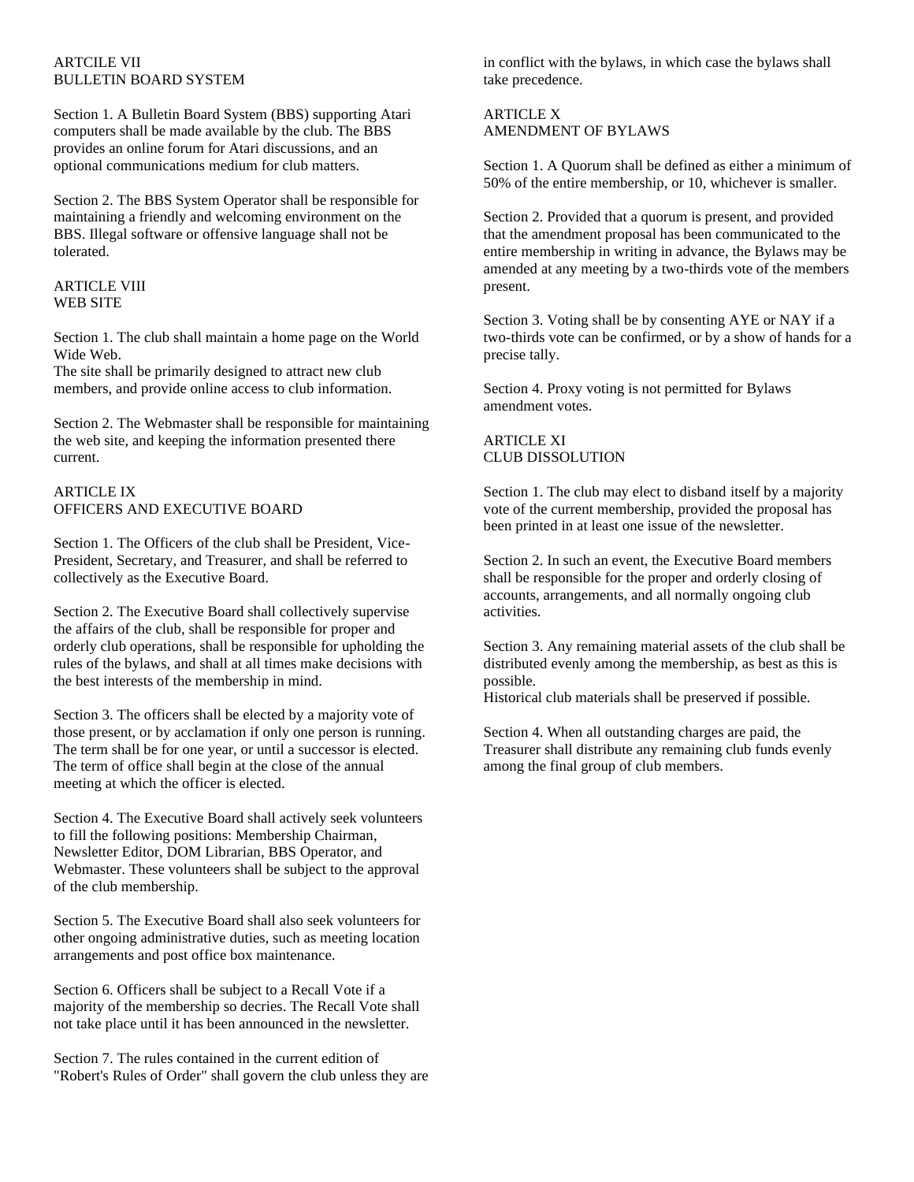## ARTCILE VII
## BULLETIN BOARD SYSTEM

Section 1. A Bulletin Board System (BBS) supporting Atari computers shall be made available by the club. The BBS provides an online forum for Atari discussions, and an optional communications medium for club matters.

Section 2. The BBS System Operator shall be responsible for maintaining a friendly and welcoming environment on the BBS. Illegal software or offensive language shall not be tolerated.

## ARTICLE VIII
## WEB SITE

Section 1. The club shall maintain a home page on the World Wide Web.
The site shall be primarily designed to attract new club members, and provide online access to club information.

Section 2. The Webmaster shall be responsible for maintaining the web site, and keeping the information presented there current.

## ARTICLE IX
## OFFICERS AND EXECUTIVE BOARD

Section 1. The Officers of the club shall be President, Vice-President, Secretary, and Treasurer, and shall be referred to collectively as the Executive Board.

Section 2. The Executive Board shall collectively supervise the affairs of the club, shall be responsible for proper and orderly club operations, shall be responsible for upholding the rules of the bylaws, and shall at all times make decisions with the best interests of the membership in mind.

Section 3. The officers shall be elected by a majority vote of those present, or by acclamation if only one person is running. The term shall be for one year, or until a successor is elected. The term of office shall begin at the close of the annual meeting at which the officer is elected.

Section 4. The Executive Board shall actively seek volunteers to fill the following positions: Membership Chairman, Newsletter Editor, DOM Librarian, BBS Operator, and Webmaster. These volunteers shall be subject to the approval of the club membership.

Section 5. The Executive Board shall also seek volunteers for other ongoing administrative duties, such as meeting location arrangements and post office box maintenance.

Section 6. Officers shall be subject to a Recall Vote if a majority of the membership so decries. The Recall Vote shall not take place until it has been announced in the newsletter.

Section 7. The rules contained in the current edition of "Robert's Rules of Order" shall govern the club unless they are in conflict with the bylaws, in which case the bylaws shall take precedence.

## ARTICLE X
## AMENDMENT OF BYLAWS

Section 1. A Quorum shall be defined as either a minimum of 50% of the entire membership, or 10, whichever is smaller.

Section 2. Provided that a quorum is present, and provided that the amendment proposal has been communicated to the entire membership in writing in advance, the Bylaws may be amended at any meeting by a two-thirds vote of the members present.

Section 3. Voting shall be by consenting AYE or NAY if a two-thirds vote can be confirmed, or by a show of hands for a precise tally.

Section 4. Proxy voting is not permitted for Bylaws amendment votes.

## ARTICLE XI
## CLUB DISSOLUTION

Section 1. The club may elect to disband itself by a majority vote of the current membership, provided the proposal has been printed in at least one issue of the newsletter.

Section 2. In such an event, the Executive Board members shall be responsible for the proper and orderly closing of accounts, arrangements, and all normally ongoing club activities.

Section 3. Any remaining material assets of the club shall be distributed evenly among the membership, as best as this is possible.
Historical club materials shall be preserved if possible.

Section 4. When all outstanding charges are paid, the Treasurer shall distribute any remaining club funds evenly among the final group of club members.